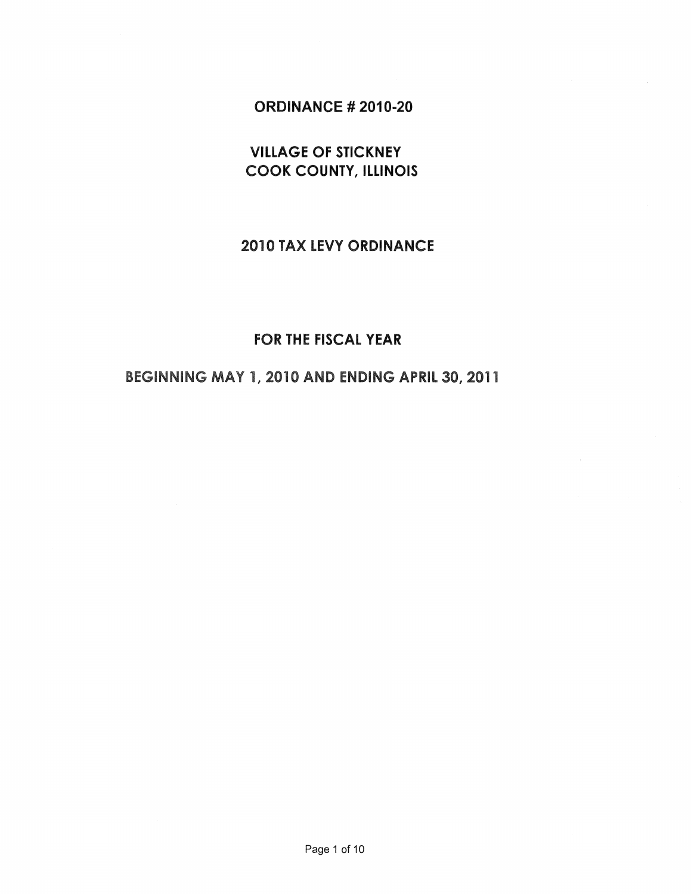# ORDINANCE # 2010-20

## VILLAGE OF STICKNEY
## COOK COUNTY, ILLINOIS

## 2010 TAX LEVY ORDINANCE

## FOR THE FISCAL YEAR

## BEGINNING MAY 1, 2010 AND ENDING APRIL 30, 2011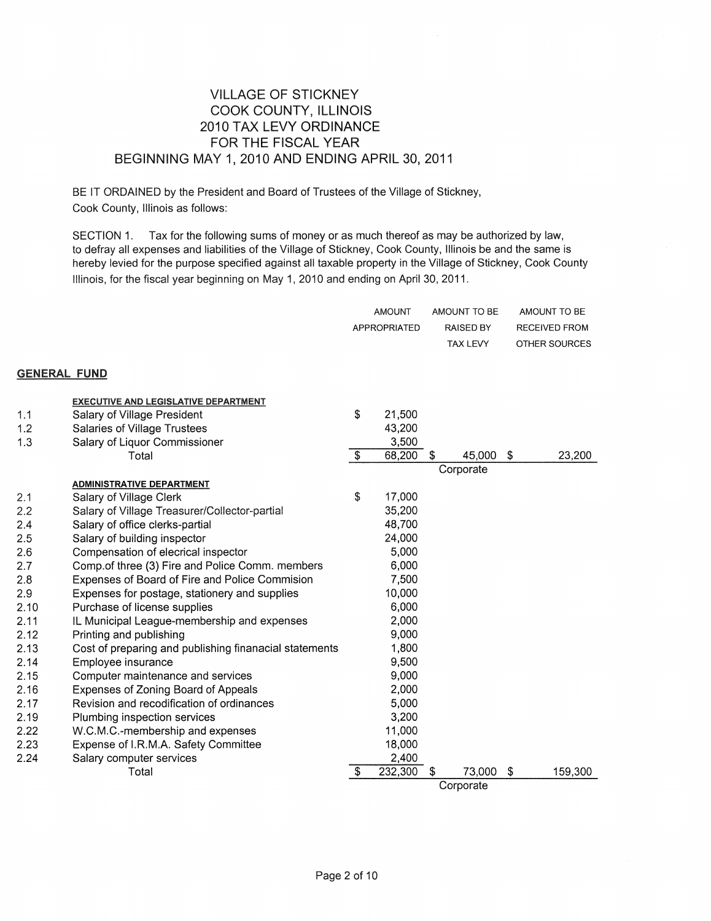# VILLAGE OF STICKNEY
# COOK COUNTY, ILLINOIS
# 2010 TAX LEVY ORDINANCE
# FOR THE FISCAL YEAR
# BEGINNING MAY 1, 2010 AND ENDING APRIL 30, 2011

BE IT ORDAINED by the President and Board of Trustees of the Village of Stickney, Cook County, Illinois as follows:

SECTION 1. Tax for the following sums of money or as much thereof as may be authorized by law, to defray all expenses and liabilities of the Village of Stickney, Cook County, Illinois be and the same is hereby levied for the purpose specified against all taxable property in the Village of Stickney, Cook County Illinois, for the fiscal year beginning on May 1, 2010 and ending on April 30, 2011.

| | | AMOUNT APPROPRIATED | AMOUNT TO BE RAISED BY TAX LEVY | AMOUNT TO BE RECEIVED FROM OTHER SOURCES |
|---|---|---|---|---|
| **GENERAL FUND** | | | | |
| | **EXECUTIVE AND LEGISLATIVE DEPARTMENT** | | | |
| 1.1 | Salary of Village President | $ 21,500 | | |
| 1.2 | Salaries of Village Trustees | 43,200 | | |
| 1.3 | Salary of Liquor Commissioner | 3,500 | | |
| | Total | $ 68,200 | $ 45,000 | $ 23,200 |
| | | | Corporate | |
| | **ADMINISTRATIVE DEPARTMENT** | | | |
| 2.1 | Salary of Village Clerk | $ 17,000 | | |
| 2.2 | Salary of Village Treasurer/Collector-partial | 35,200 | | |
| 2.4 | Salary of office clerks-partial | 48,700 | | |
| 2.5 | Salary of building inspector | 24,000 | | |
| 2.6 | Compensation of elecrical inspector | 5,000 | | |
| 2.7 | Comp.of three (3) Fire and Police Comm. members | 6,000 | | |
| 2.8 | Expenses of Board of Fire and Police Commision | 7,500 | | |
| 2.9 | Expenses for postage, stationery and supplies | 10,000 | | |
| 2.10 | Purchase of license supplies | 6,000 | | |
| 2.11 | IL Municipal League-membership and expenses | 2,000 | | |
| 2.12 | Printing and publishing | 9,000 | | |
| 2.13 | Cost of preparing and publishing finanacial statements | 1,800 | | |
| 2.14 | Employee insurance | 9,500 | | |
| 2.15 | Computer maintenance and services | 9,000 | | |
| 2.16 | Expenses of Zoning Board of Appeals | 2,000 | | |
| 2.17 | Revision and recodification of ordinances | 5,000 | | |
| 2.19 | Plumbing inspection services | 3,200 | | |
| 2.22 | W.C.M.C.-membership and expenses | 11,000 | | |
| 2.23 | Expense of I.R.M.A. Safety Committee | 18,000 | | |
| 2.24 | Salary computer services | 2,400 | | |
| | Total | $ 232,300 | $ 73,000 | $ 159,300 |
| | | | Corporate | |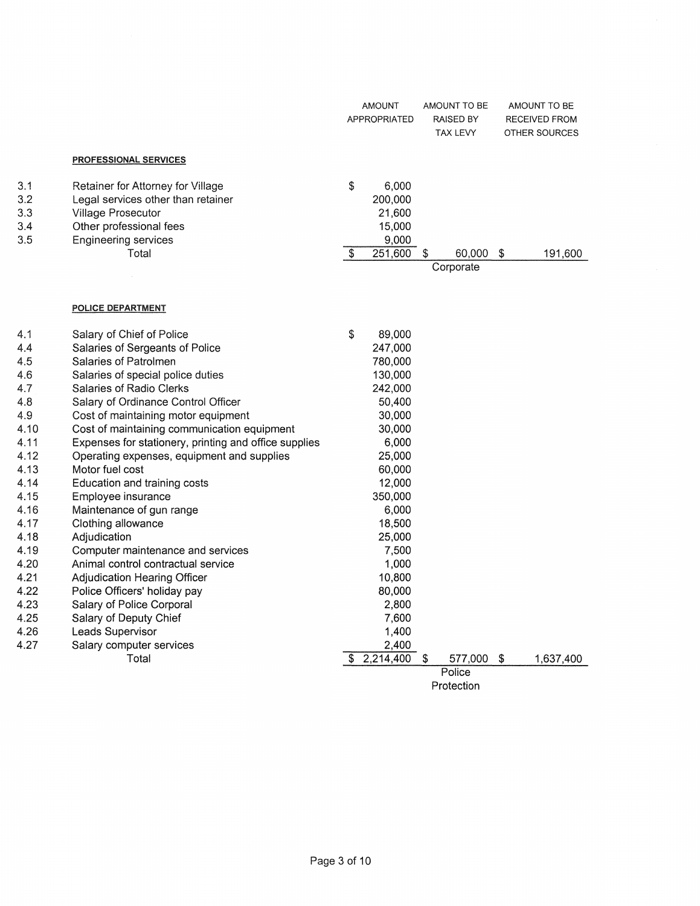| | | AMOUNT APPROPRIATED | AMOUNT TO BE RAISED BY TAX LEVY | AMOUNT TO BE RECEIVED FROM OTHER SOURCES |
|---|---|---|---|---|
| | **PROFESSIONAL SERVICES** | | | |
| 3.1 | Retainer for Attorney for Village | $ 6,000 | | |
| 3.2 | Legal services other than retainer | 200,000 | | |
| 3.3 | Village Prosecutor | 21,600 | | |
| 3.4 | Other professional fees | 15,000 | | |
| 3.5 | Engineering services | 9,000 | | |
| | Total | $ 251,600 | $ 60,000 | $ 191,600 |
| | | | Corporate | |
| | **POLICE DEPARTMENT** | | | |
| 4.1 | Salary of Chief of Police | $ 89,000 | | |
| 4.4 | Salaries of Sergeants of Police | 247,000 | | |
| 4.5 | Salaries of Patrolmen | 780,000 | | |
| 4.6 | Salaries of special police duties | 130,000 | | |
| 4.7 | Salaries of Radio Clerks | 242,000 | | |
| 4.8 | Salary of Ordinance Control Officer | 50,400 | | |
| 4.9 | Cost of maintaining motor equipment | 30,000 | | |
| 4.10 | Cost of maintaining communication equipment | 30,000 | | |
| 4.11 | Expenses for stationery, printing and office supplies | 6,000 | | |
| 4.12 | Operating expenses, equipment and supplies | 25,000 | | |
| 4.13 | Motor fuel cost | 60,000 | | |
| 4.14 | Education and training costs | 12,000 | | |
| 4.15 | Employee insurance | 350,000 | | |
| 4.16 | Maintenance of gun range | 6,000 | | |
| 4.17 | Clothing allowance | 18,500 | | |
| 4.18 | Adjudication | 25,000 | | |
| 4.19 | Computer maintenance and services | 7,500 | | |
| 4.20 | Animal control contractual service | 1,000 | | |
| 4.21 | Adjudication Hearing Officer | 10,800 | | |
| 4.22 | Police Officers' holiday pay | 80,000 | | |
| 4.23 | Salary of Police Corporal | 2,800 | | |
| 4.25 | Salary of Deputy Chief | 7,600 | | |
| 4.26 | Leads Supervisor | 1,400 | | |
| 4.27 | Salary computer services | 2,400 | | |
| | Total | $ 2,214,400 | $ 577,000 | $ 1,637,400 |
| | | | Police Protection | |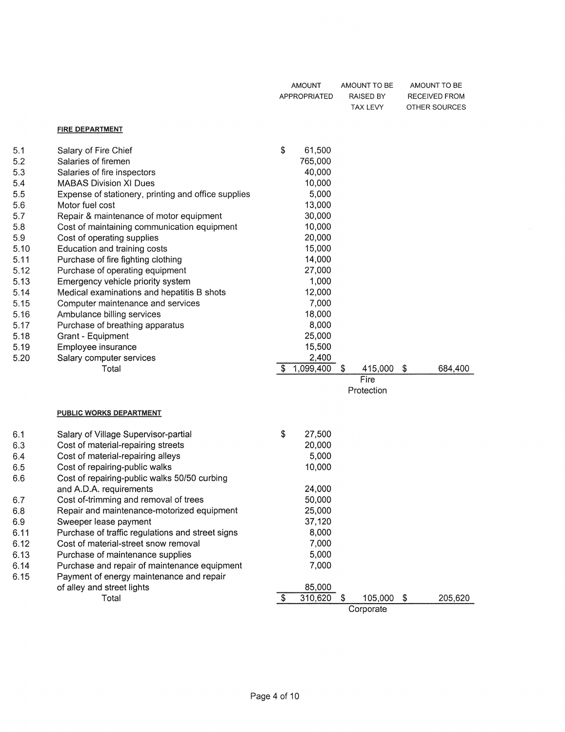| | | AMOUNT APPROPRIATED | AMOUNT TO BE RAISED BY TAX LEVY | AMOUNT TO BE RECEIVED FROM OTHER SOURCES |
|---|---|---|---|---|
| | **FIRE DEPARTMENT** | | | |
| 5.1 | Salary of Fire Chief | $ 61,500 | | |
| 5.2 | Salaries of firemen | 765,000 | | |
| 5.3 | Salaries of fire inspectors | 40,000 | | |
| 5.4 | MABAS Division XI Dues | 10,000 | | |
| 5.5 | Expense of stationery, printing and office supplies | 5,000 | | |
| 5.6 | Motor fuel cost | 13,000 | | |
| 5.7 | Repair & maintenance of motor equipment | 30,000 | | |
| 5.8 | Cost of maintaining communication equipment | 10,000 | | |
| 5.9 | Cost of operating supplies | 20,000 | | |
| 5.10 | Education and training costs | 15,000 | | |
| 5.11 | Purchase of fire fighting clothing | 14,000 | | |
| 5.12 | Purchase of operating equipment | 27,000 | | |
| 5.13 | Emergency vehicle priority system | 1,000 | | |
| 5.14 | Medical examinations and hepatitis B shots | 12,000 | | |
| 5.15 | Computer maintenance and services | 7,000 | | |
| 5.16 | Ambulance billing services | 18,000 | | |
| 5.17 | Purchase of breathing apparatus | 8,000 | | |
| 5.18 | Grant - Equipment | 25,000 | | |
| 5.19 | Employee insurance | 15,500 | | |
| 5.20 | Salary computer services | 2,400 | | |
| | Total | $ 1,099,400 | $ 415,000 Fire Protection | $ 684,400 |
| | **PUBLIC WORKS DEPARTMENT** | | | |
| 6.1 | Salary of Village Supervisor-partial | $ 27,500 | | |
| 6.3 | Cost of material-repairing streets | 20,000 | | |
| 6.4 | Cost of material-repairing alleys | 5,000 | | |
| 6.5 | Cost of repairing-public walks | 10,000 | | |
| 6.6 | Cost of repairing-public walks 50/50 curbing and A.D.A. requirements | 24,000 | | |
| 6.7 | Cost of-trimming and removal of trees | 50,000 | | |
| 6.8 | Repair and maintenance-motorized equipment | 25,000 | | |
| 6.9 | Sweeper lease payment | 37,120 | | |
| 6.11 | Purchase of traffic regulations and street signs | 8,000 | | |
| 6.12 | Cost of material-street snow removal | 7,000 | | |
| 6.13 | Purchase of maintenance supplies | 5,000 | | |
| 6.14 | Purchase and repair of maintenance equipment | 7,000 | | |
| 6.15 | Payment of energy maintenance and repair of alley and street lights | 85,000 | | |
| | Total | $ 310,620 | $ 105,000 Corporate | $ 205,620 |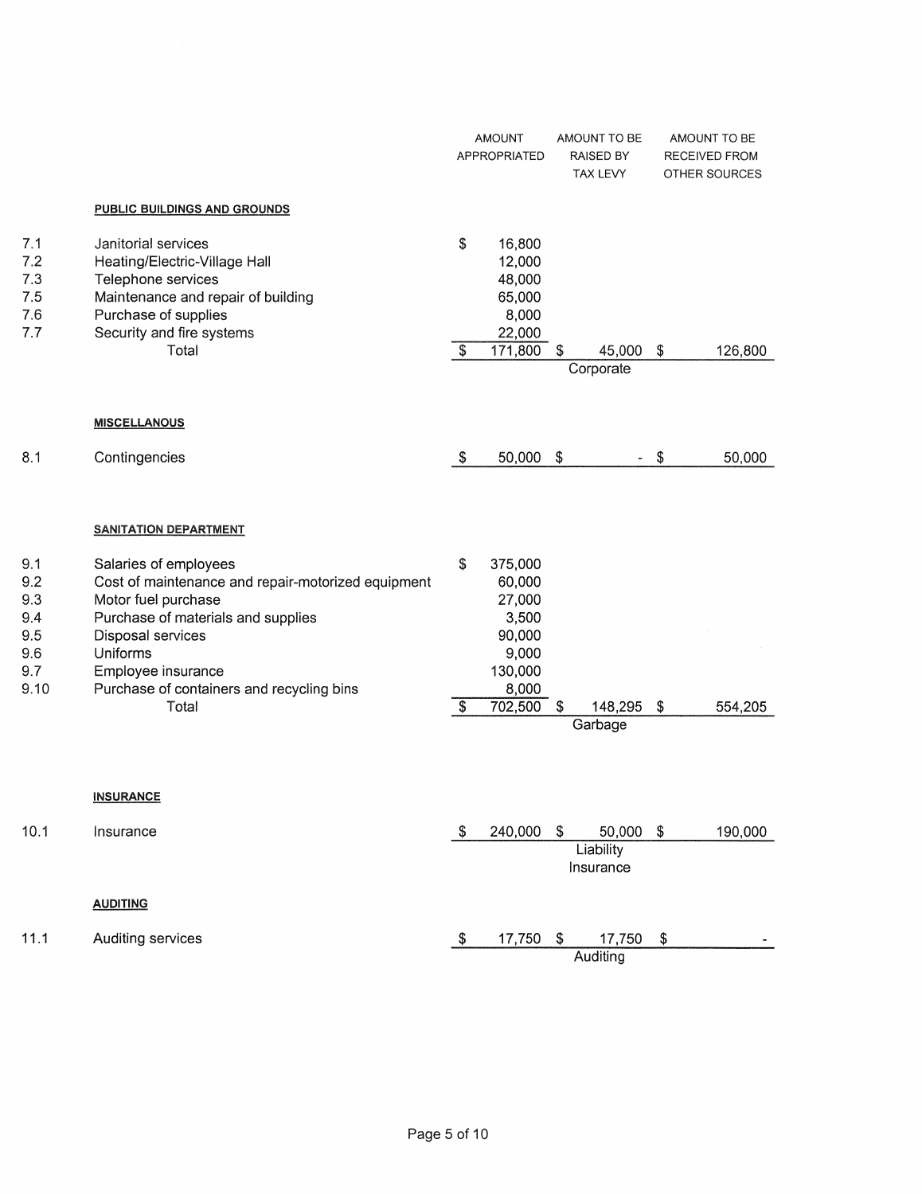| | | AMOUNT APPROPRIATED | AMOUNT TO BE RAISED BY TAX LEVY | AMOUNT TO BE RECEIVED FROM OTHER SOURCES |
|---|---|---|---|---|
| | **PUBLIC BUILDINGS AND GROUNDS** | | | |
| 7.1 | Janitorial services | $ 16,800 | | |
| 7.2 | Heating/Electric-Village Hall | 12,000 | | |
| 7.3 | Telephone services | 48,000 | | |
| 7.5 | Maintenance and repair of building | 65,000 | | |
| 7.6 | Purchase of supplies | 8,000 | | |
| 7.7 | Security and fire systems | 22,000 | | |
| | Total | $ 171,800 | $ 45,000 Corporate | $ 126,800 |
| | **MISCELLANOUS** | | | |
| 8.1 | Contingencies | $ 50,000 | $ - | $ 50,000 |
| | **SANITATION DEPARTMENT** | | | |
| 9.1 | Salaries of employees | $ 375,000 | | |
| 9.2 | Cost of maintenance and repair-motorized equipment | 60,000 | | |
| 9.3 | Motor fuel purchase | 27,000 | | |
| 9.4 | Purchase of materials and supplies | 3,500 | | |
| 9.5 | Disposal services | 90,000 | | |
| 9.6 | Uniforms | 9,000 | | |
| 9.7 | Employee insurance | 130,000 | | |
| 9.10 | Purchase of containers and recycling bins | 8,000 | | |
| | Total | $ 702,500 | $ 148,295 Garbage | $ 554,205 |
| | **INSURANCE** | | | |
| 10.1 | Insurance | $ 240,000 | $ 50,000 Liability Insurance | $ 190,000 |
| | **AUDITING** | | | |
| 11.1 | Auditing services | $ 17,750 | $ 17,750 Auditing | $ - |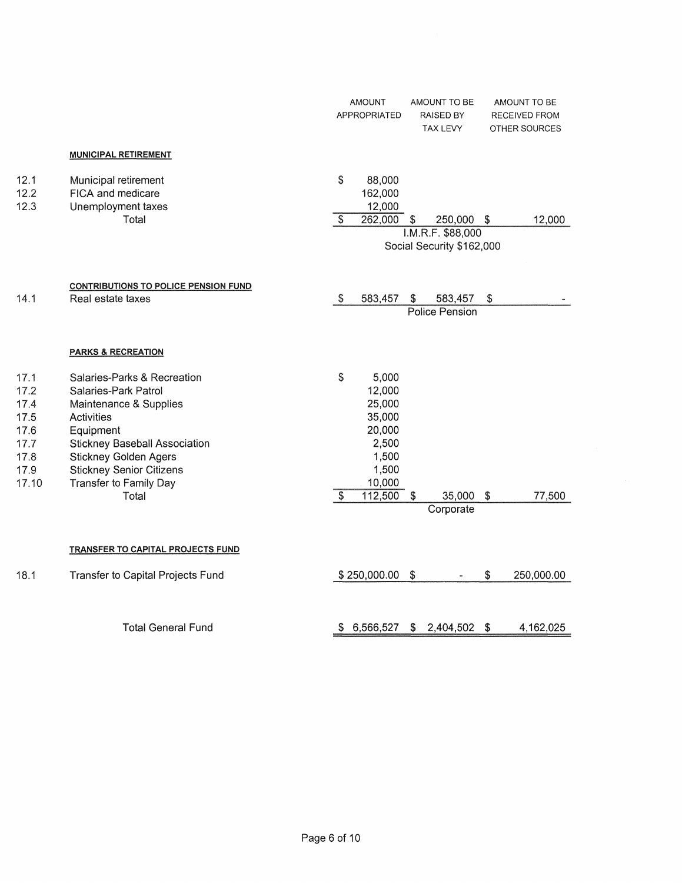| | | AMOUNT APPROPRIATED | AMOUNT TO BE RAISED BY TAX LEVY | AMOUNT TO BE RECEIVED FROM OTHER SOURCES |
|---|---|---|---|---|
| | **MUNICIPAL RETIREMENT** | | | |
| 12.1 | Municipal retirement | $ 88,000 | | |
| 12.2 | FICA and medicare | 162,000 | | |
| 12.3 | Unemployment taxes | 12,000 | | |
| | Total | $ 262,000 | $ 250,000 | $ 12,000 |
| | | | I.M.R.F. $88,000 | |
| | | | Social Security $162,000 | |
| | **CONTRIBUTIONS TO POLICE PENSION FUND** | | | |
| 14.1 | Real estate taxes | $ 583,457 | $ 583,457 | $ - |
| | | | Police Pension | |
| | **PARKS & RECREATION** | | | |
| 17.1 | Salaries-Parks & Recreation | $ 5,000 | | |
| 17.2 | Salaries-Park Patrol | 12,000 | | |
| 17.4 | Maintenance & Supplies | 25,000 | | |
| 17.5 | Activities | 35,000 | | |
| 17.6 | Equipment | 20,000 | | |
| 17.7 | Stickney Baseball Association | 2,500 | | |
| 17.8 | Stickney Golden Agers | 1,500 | | |
| 17.9 | Stickney Senior Citizens | 1,500 | | |
| 17.10 | Transfer to Family Day | 10,000 | | |
| | Total | $ 112,500 | $ 35,000 | $ 77,500 |
| | | | Corporate | |
| | **TRANSFER TO CAPITAL PROJECTS FUND** | | | |
| 18.1 | Transfer to Capital Projects Fund | $ 250,000.00 | $ - | $ 250,000.00 |
| | Total General Fund | $ 6,566,527 | $ 2,404,502 | $ 4,162,025 |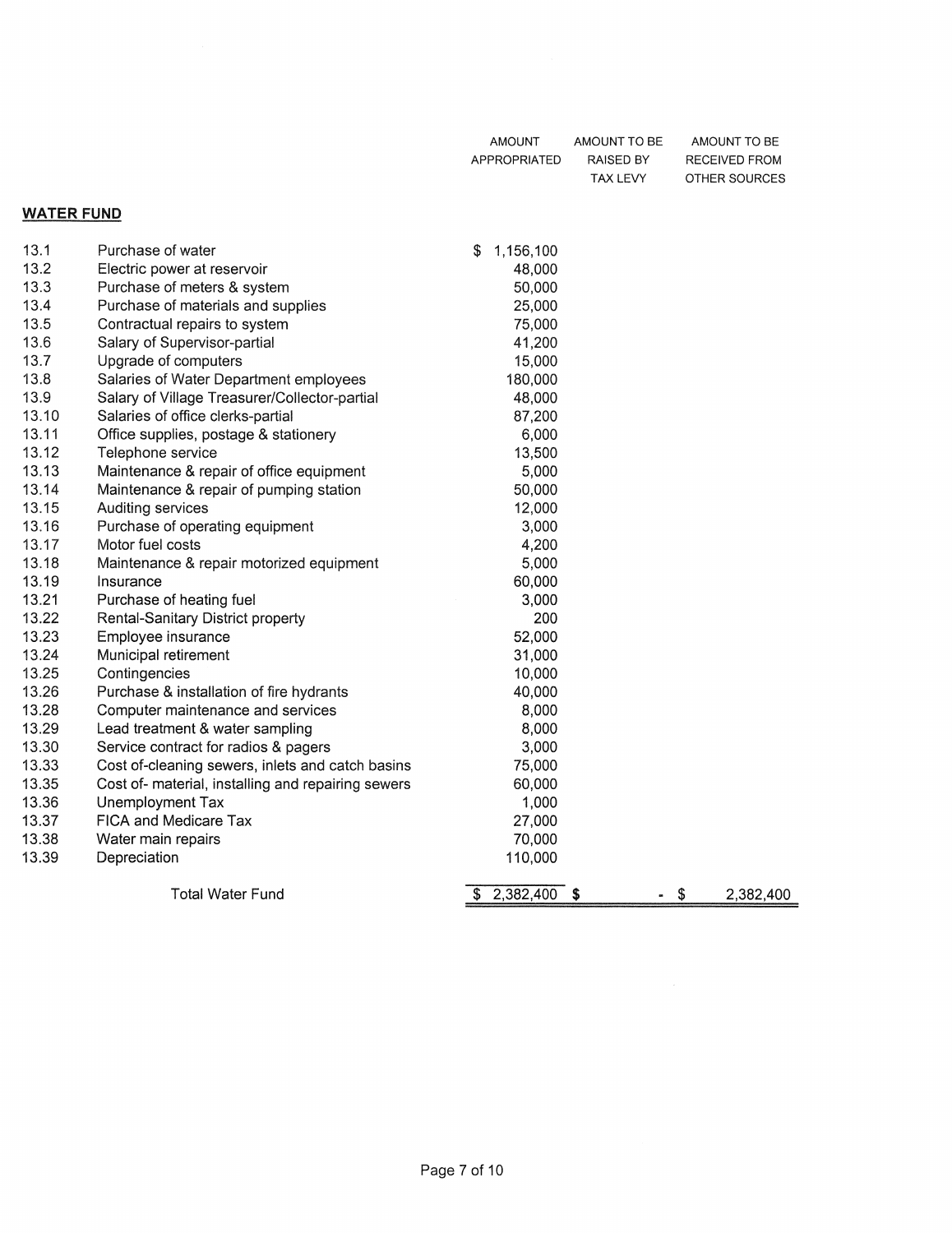## WATER FUND

| | | AMOUNT APPROPRIATED | AMOUNT TO BE RAISED BY TAX LEVY | AMOUNT TO BE RECEIVED FROM OTHER SOURCES |
|---|---|---|---|---|
| 13.1 | Purchase of water | $ 1,156,100 | | |
| 13.2 | Electric power at reservoir | 48,000 | | |
| 13.3 | Purchase of meters & system | 50,000 | | |
| 13.4 | Purchase of materials and supplies | 25,000 | | |
| 13.5 | Contractual repairs to system | 75,000 | | |
| 13.6 | Salary of Supervisor-partial | 41,200 | | |
| 13.7 | Upgrade of computers | 15,000 | | |
| 13.8 | Salaries of Water Department employees | 180,000 | | |
| 13.9 | Salary of Village Treasurer/Collector-partial | 48,000 | | |
| 13.10 | Salaries of office clerks-partial | 87,200 | | |
| 13.11 | Office supplies, postage & stationery | 6,000 | | |
| 13.12 | Telephone service | 13,500 | | |
| 13.13 | Maintenance & repair of office equipment | 5,000 | | |
| 13.14 | Maintenance & repair of pumping station | 50,000 | | |
| 13.15 | Auditing services | 12,000 | | |
| 13.16 | Purchase of operating equipment | 3,000 | | |
| 13.17 | Motor fuel costs | 4,200 | | |
| 13.18 | Maintenance & repair motorized equipment | 5,000 | | |
| 13.19 | Insurance | 60,000 | | |
| 13.21 | Purchase of heating fuel | 3,000 | | |
| 13.22 | Rental-Sanitary District property | 200 | | |
| 13.23 | Employee insurance | 52,000 | | |
| 13.24 | Municipal retirement | 31,000 | | |
| 13.25 | Contingencies | 10,000 | | |
| 13.26 | Purchase & installation of fire hydrants | 40,000 | | |
| 13.28 | Computer maintenance and services | 8,000 | | |
| 13.29 | Lead treatment & water sampling | 8,000 | | |
| 13.30 | Service contract for radios & pagers | 3,000 | | |
| 13.33 | Cost of-cleaning sewers, inlets and catch basins | 75,000 | | |
| 13.35 | Cost of- material, installing and repairing sewers | 60,000 | | |
| 13.36 | Unemployment Tax | 1,000 | | |
| 13.37 | FICA and Medicare Tax | 27,000 | | |
| 13.38 | Water main repairs | 70,000 | | |
| 13.39 | Depreciation | 110,000 | | |
| | Total Water Fund | $ 2,382,400 | $ - | $ 2,382,400 |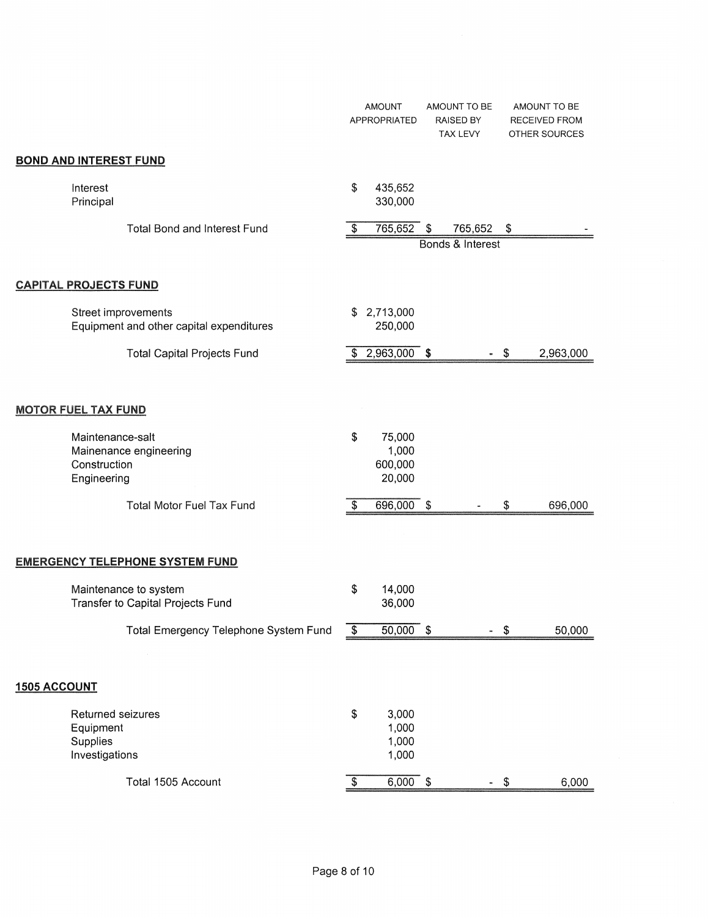| | AMOUNT APPROPRIATED | AMOUNT TO BE RAISED BY TAX LEVY | AMOUNT TO BE RECEIVED FROM OTHER SOURCES |
|---|---|---|---|
| **BOND AND INTEREST FUND** | | | |
| Interest | $ 435,652 | | |
| Principal | 330,000 | | |
| Total Bond and Interest Fund | $ 765,652 | $ 765,652 | $ - |
| | | Bonds & Interest | |
| **CAPITAL PROJECTS FUND** | | | |
| Street improvements | $ 2,713,000 | | |
| Equipment and other capital expenditures | 250,000 | | |
| Total Capital Projects Fund | $ 2,963,000 | $ - | $ 2,963,000 |
| **MOTOR FUEL TAX FUND** | | | |
| Maintenance-salt | $ 75,000 | | |
| Mainenance engineering | 1,000 | | |
| Construction | 600,000 | | |
| Engineering | 20,000 | | |
| Total Motor Fuel Tax Fund | $ 696,000 | $ - | $ 696,000 |
| **EMERGENCY TELEPHONE SYSTEM FUND** | | | |
| Maintenance to system | $ 14,000 | | |
| Transfer to Capital Projects Fund | 36,000 | | |
| Total Emergency Telephone System Fund | $ 50,000 | $ - | $ 50,000 |
| **1505 ACCOUNT** | | | |
| Returned seizures | $ 3,000 | | |
| Equipment | 1,000 | | |
| Supplies | 1,000 | | |
| Investigations | 1,000 | | |
| Total 1505 Account | $ 6,000 | $ - | $ 6,000 |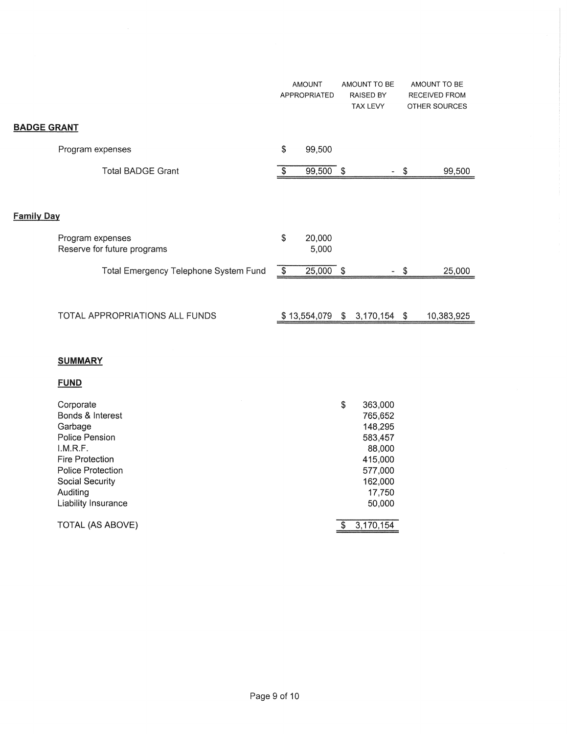| | AMOUNT APPROPRIATED | AMOUNT TO BE RAISED BY TAX LEVY | AMOUNT TO BE RECEIVED FROM OTHER SOURCES |
|---|---|---|---|
| **BADGE GRANT** | | | |
| Program expenses | $ 99,500 | | |
| Total BADGE Grant | $ 99,500 | $ - | $ 99,500 |
| **Family Day** | | | |
| Program expenses | $ 20,000 | | |
| Reserve for future programs | 5,000 | | |
| Total Emergency Telephone System Fund | $ 25,000 | $ - | $ 25,000 |
| TOTAL APPROPRIATIONS ALL FUNDS | $ 13,554,079 | $ 3,170,154 | $ 10,383,925 |

**SUMMARY**

| **FUND** | |
|---|---|
| Corporate | $ 363,000 |
| Bonds & Interest | 765,652 |
| Garbage | 148,295 |
| Police Pension | 583,457 |
| I.M.R.F. | 88,000 |
| Fire Protection | 415,000 |
| Police Protection | 577,000 |
| Social Security | 162,000 |
| Auditing | 17,750 |
| Liability Insurance | 50,000 |
| TOTAL (AS ABOVE) | $ 3,170,154 |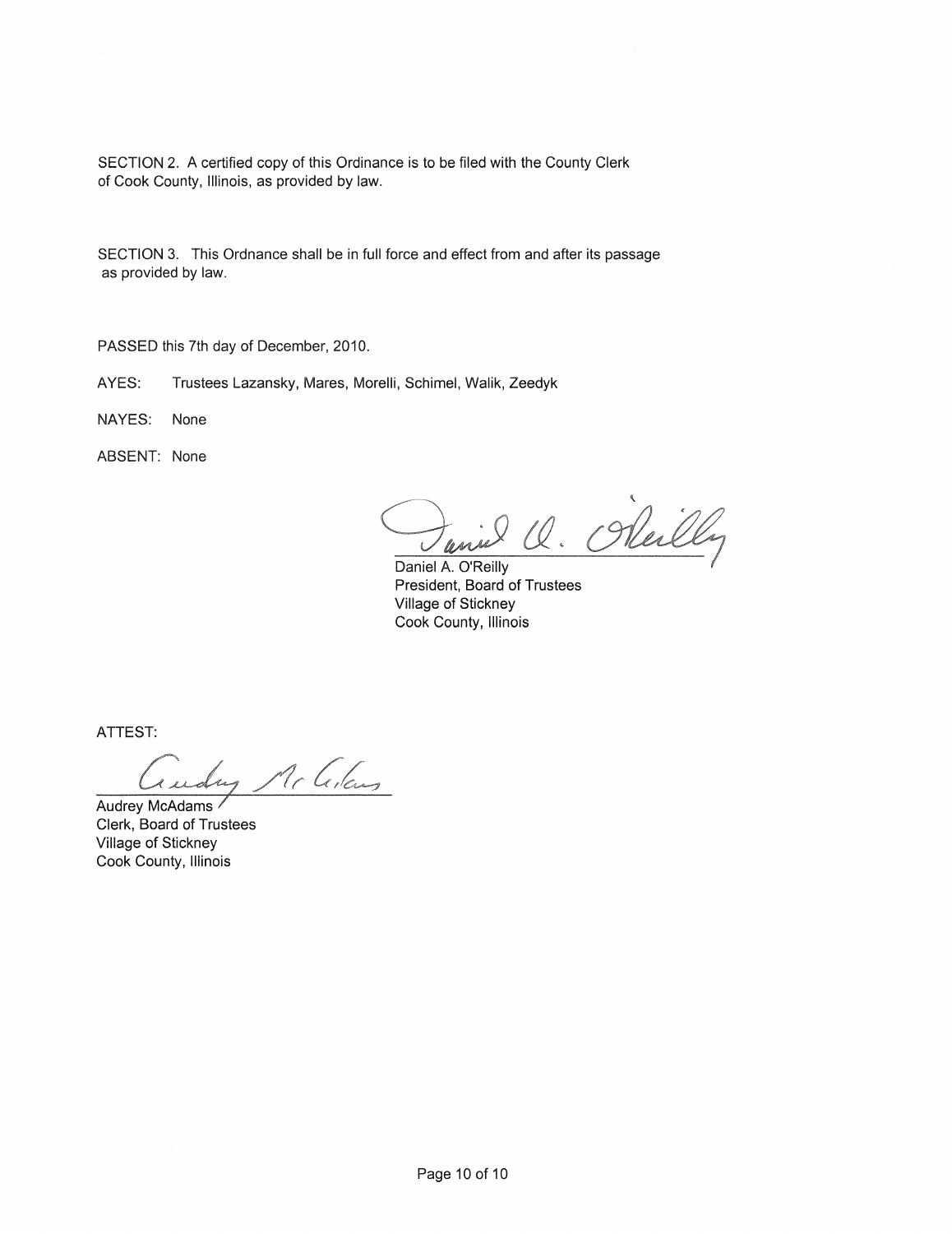SECTION 2. A certified copy of this Ordinance is to be filed with the County Clerk of Cook County, Illinois, as provided by law.

SECTION 3. This Ordnance shall be in full force and effect from and after its passage as provided by law.

PASSED this 7th day of December, 2010.

AYES: Trustees Lazansky, Mares, Morelli, Schimel, Walik, Zeedyk

NAYES: None

ABSENT: None

Daniel A. O'Reilly
President, Board of Trustees
Village of Stickney
Cook County, Illinois

ATTEST:

Audrey McAdams
Clerk, Board of Trustees
Village of Stickney
Cook County, Illinois